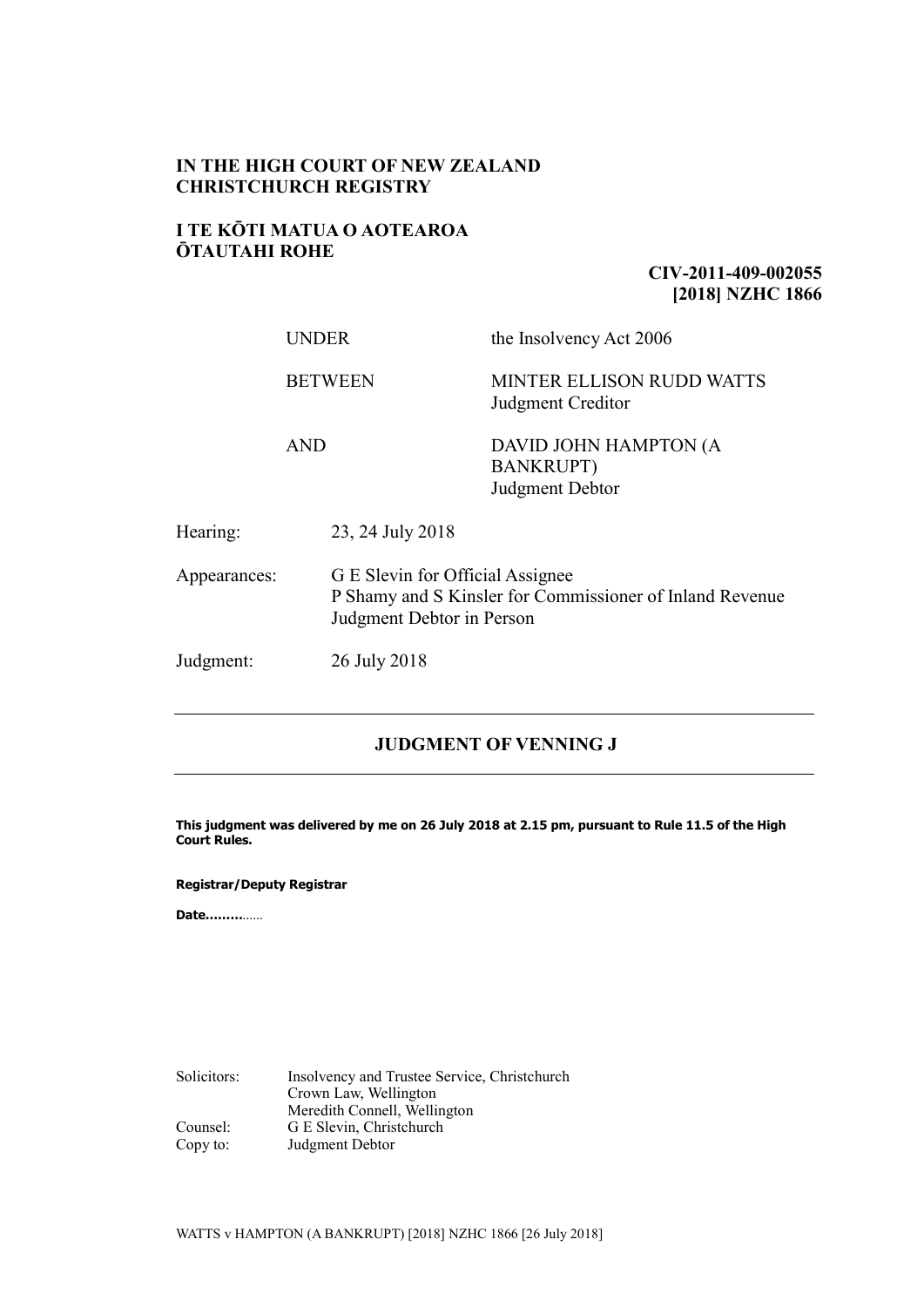**IN THE HIGH COURT OF NEW ZEALAND**
**CHRISTCHURCH REGISTRY**

**I TE KŌTI MATUA O AOTEAROA**
**ŌTAUTAHI ROHE**

**CIV-2011-409-002055**
**[2018] NZHC 1866**

| | |
|---|---|
| UNDER | the Insolvency Act 2006 |
| BETWEEN | MINTER ELLISON RUDD WATTS<br>Judgment Creditor |
| AND | DAVID JOHN HAMPTON (A BANKRUPT)<br>Judgment Debtor |

| | |
|---|---|
| Hearing: | 23, 24 July 2018 |
| Appearances: | G E Slevin for Official Assignee<br>P Shamy and S Kinsler for Commissioner of Inland Revenue<br>Judgment Debtor in Person |
| Judgment: | 26 July 2018 |

---

## JUDGMENT OF VENNING J

---

**This judgment was delivered by me on 26 July 2018 at 2.15 pm, pursuant to Rule 11.5 of the High Court Rules.**

**Registrar/Deputy Registrar**

**Date.........**......

| | |
|---|---|
| Solicitors: | Insolvency and Trustee Service, Christchurch<br>Crown Law, Wellington<br>Meredith Connell, Wellington |
| Counsel: | G E Slevin, Christchurch |
| Copy to: | Judgment Debtor |

WATTS v HAMPTON (A BANKRUPT) [2018] NZHC 1866 [26 July 2018]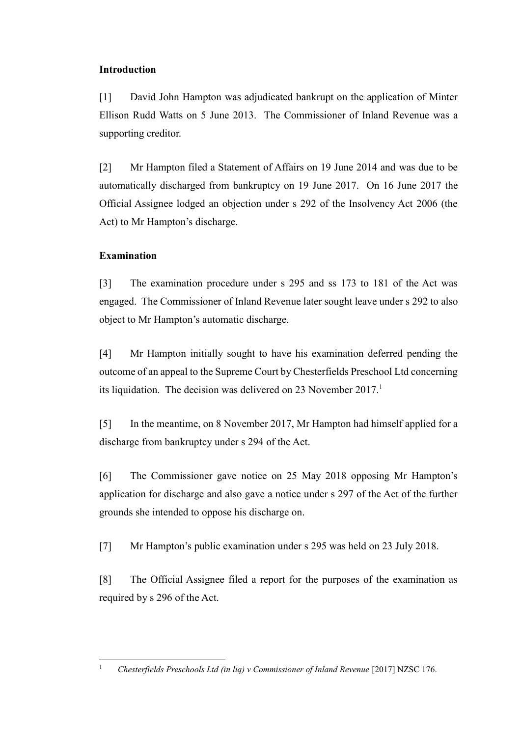**Introduction**

[1] David John Hampton was adjudicated bankrupt on the application of Minter Ellison Rudd Watts on 5 June 2013. The Commissioner of Inland Revenue was a supporting creditor.

[2] Mr Hampton filed a Statement of Affairs on 19 June 2014 and was due to be automatically discharged from bankruptcy on 19 June 2017. On 16 June 2017 the Official Assignee lodged an objection under s 292 of the Insolvency Act 2006 (the Act) to Mr Hampton's discharge.

**Examination**

[3] The examination procedure under s 295 and ss 173 to 181 of the Act was engaged. The Commissioner of Inland Revenue later sought leave under s 292 to also object to Mr Hampton's automatic discharge.

[4] Mr Hampton initially sought to have his examination deferred pending the outcome of an appeal to the Supreme Court by Chesterfields Preschool Ltd concerning its liquidation. The decision was delivered on 23 November 2017.[1]

[5] In the meantime, on 8 November 2017, Mr Hampton had himself applied for a discharge from bankruptcy under s 294 of the Act.

[6] The Commissioner gave notice on 25 May 2018 opposing Mr Hampton's application for discharge and also gave a notice under s 297 of the Act of the further grounds she intended to oppose his discharge on.

[7] Mr Hampton's public examination under s 295 was held on 23 July 2018.

[8] The Official Assignee filed a report for the purposes of the examination as required by s 296 of the Act.

---

[1] *Chesterfields Preschools Ltd (in liq) v Commissioner of Inland Revenue* [2017] NZSC 176.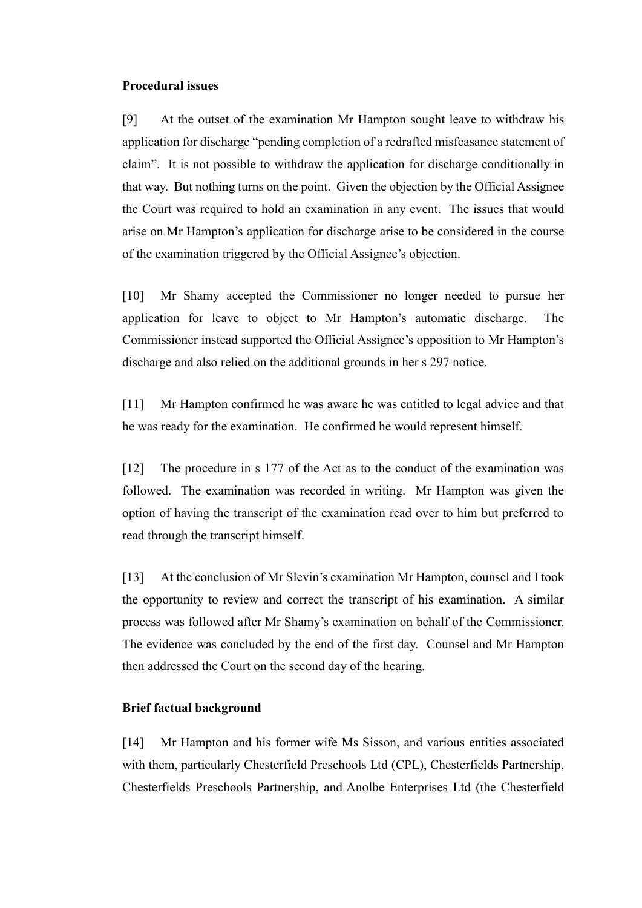### Procedural issues

[9] At the outset of the examination Mr Hampton sought leave to withdraw his application for discharge "pending completion of a redrafted misfeasance statement of claim". It is not possible to withdraw the application for discharge conditionally in that way. But nothing turns on the point. Given the objection by the Official Assignee the Court was required to hold an examination in any event. The issues that would arise on Mr Hampton's application for discharge arise to be considered in the course of the examination triggered by the Official Assignee's objection.

[10] Mr Shamy accepted the Commissioner no longer needed to pursue her application for leave to object to Mr Hampton's automatic discharge. The Commissioner instead supported the Official Assignee's opposition to Mr Hampton's discharge and also relied on the additional grounds in her s 297 notice.

[11] Mr Hampton confirmed he was aware he was entitled to legal advice and that he was ready for the examination. He confirmed he would represent himself.

[12] The procedure in s 177 of the Act as to the conduct of the examination was followed. The examination was recorded in writing. Mr Hampton was given the option of having the transcript of the examination read over to him but preferred to read through the transcript himself.

[13] At the conclusion of Mr Slevin's examination Mr Hampton, counsel and I took the opportunity to review and correct the transcript of his examination. A similar process was followed after Mr Shamy's examination on behalf of the Commissioner. The evidence was concluded by the end of the first day. Counsel and Mr Hampton then addressed the Court on the second day of the hearing.

### Brief factual background

[14] Mr Hampton and his former wife Ms Sisson, and various entities associated with them, particularly Chesterfield Preschools Ltd (CPL), Chesterfields Partnership, Chesterfields Preschools Partnership, and Anolbe Enterprises Ltd (the Chesterfield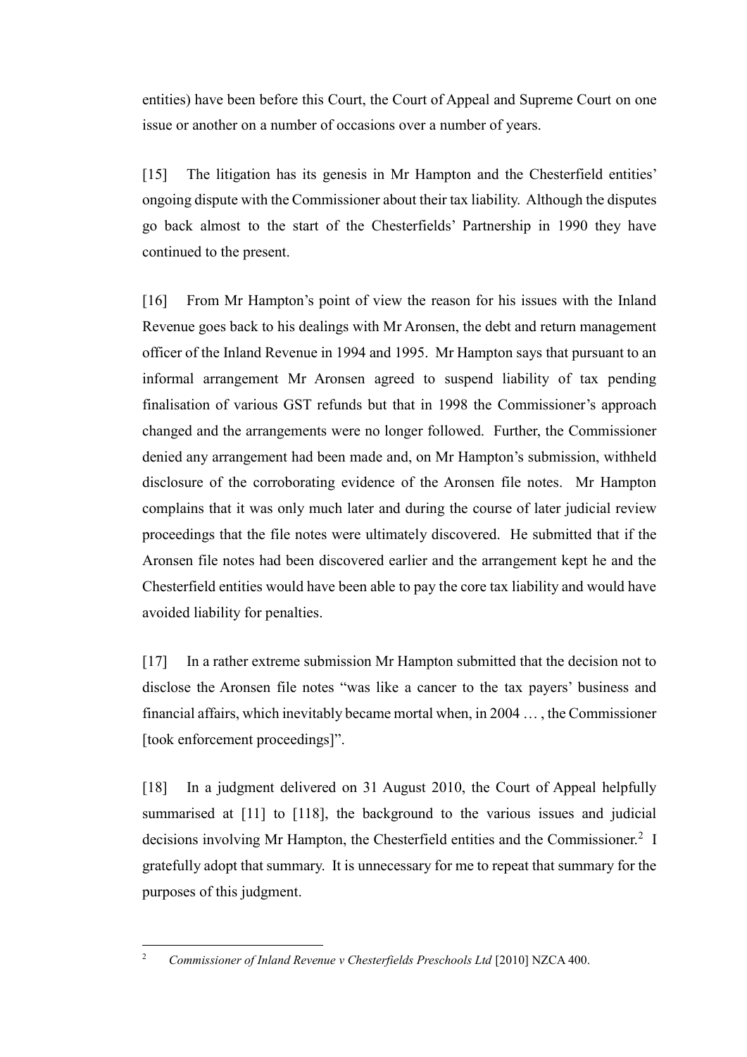entities) have been before this Court, the Court of Appeal and Supreme Court on one issue or another on a number of occasions over a number of years.

[15] The litigation has its genesis in Mr Hampton and the Chesterfield entities' ongoing dispute with the Commissioner about their tax liability. Although the disputes go back almost to the start of the Chesterfields' Partnership in 1990 they have continued to the present.

[16] From Mr Hampton's point of view the reason for his issues with the Inland Revenue goes back to his dealings with Mr Aronsen, the debt and return management officer of the Inland Revenue in 1994 and 1995. Mr Hampton says that pursuant to an informal arrangement Mr Aronsen agreed to suspend liability of tax pending finalisation of various GST refunds but that in 1998 the Commissioner's approach changed and the arrangements were no longer followed. Further, the Commissioner denied any arrangement had been made and, on Mr Hampton's submission, withheld disclosure of the corroborating evidence of the Aronsen file notes. Mr Hampton complains that it was only much later and during the course of later judicial review proceedings that the file notes were ultimately discovered. He submitted that if the Aronsen file notes had been discovered earlier and the arrangement kept he and the Chesterfield entities would have been able to pay the core tax liability and would have avoided liability for penalties.

[17] In a rather extreme submission Mr Hampton submitted that the decision not to disclose the Aronsen file notes "was like a cancer to the tax payers' business and financial affairs, which inevitably became mortal when, in 2004 … , the Commissioner [took enforcement proceedings]".

[18] In a judgment delivered on 31 August 2010, the Court of Appeal helpfully summarised at [11] to [118], the background to the various issues and judicial decisions involving Mr Hampton, the Chesterfield entities and the Commissioner.[2] I gratefully adopt that summary. It is unnecessary for me to repeat that summary for the purposes of this judgment.

---

[2] *Commissioner of Inland Revenue v Chesterfields Preschools Ltd* [2010] NZCA 400.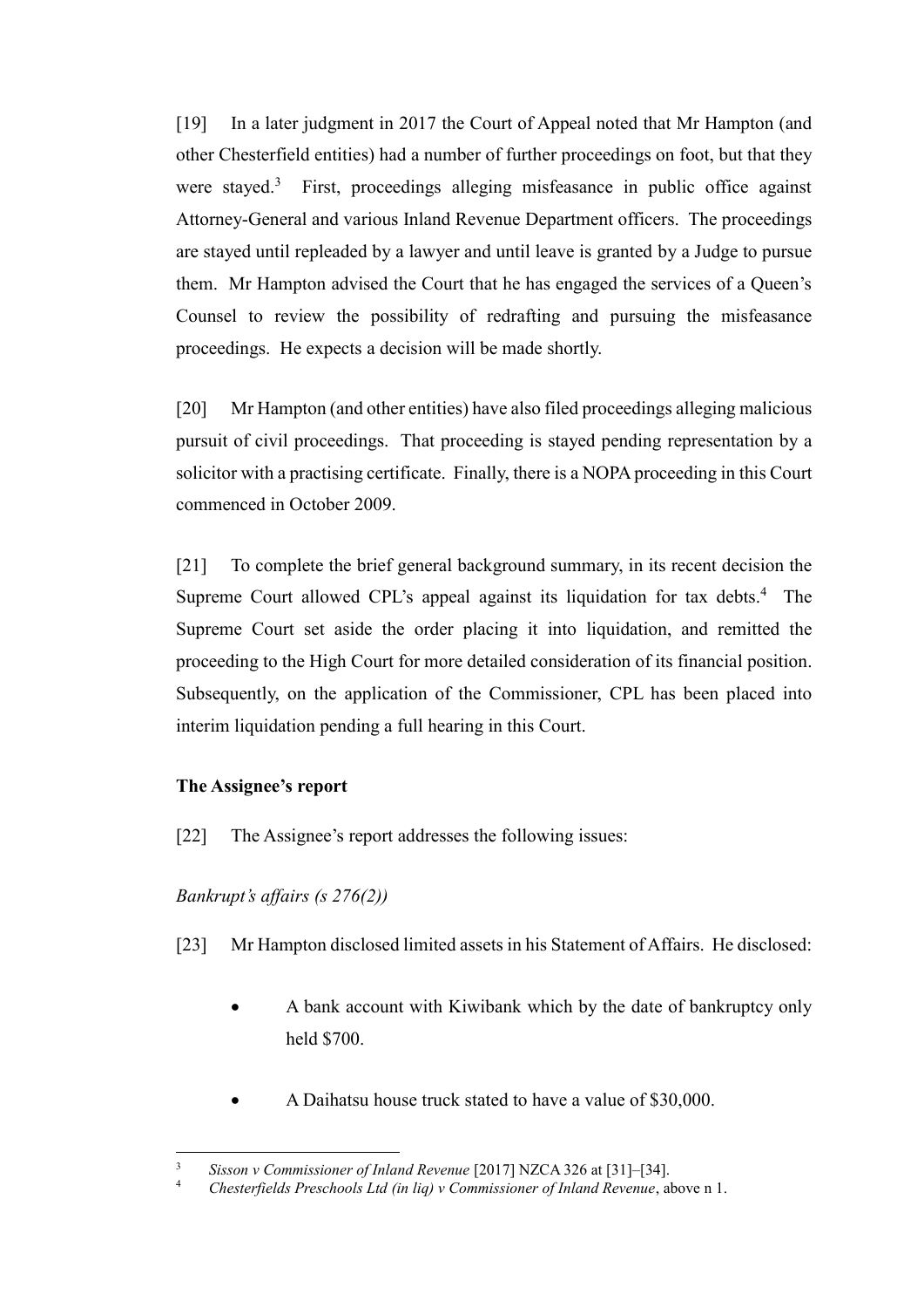[19] In a later judgment in 2017 the Court of Appeal noted that Mr Hampton (and other Chesterfield entities) had a number of further proceedings on foot, but that they were stayed.[3] First, proceedings alleging misfeasance in public office against Attorney-General and various Inland Revenue Department officers. The proceedings are stayed until repleaded by a lawyer and until leave is granted by a Judge to pursue them. Mr Hampton advised the Court that he has engaged the services of a Queen's Counsel to review the possibility of redrafting and pursuing the misfeasance proceedings. He expects a decision will be made shortly.

[20] Mr Hampton (and other entities) have also filed proceedings alleging malicious pursuit of civil proceedings. That proceeding is stayed pending representation by a solicitor with a practising certificate. Finally, there is a NOPA proceeding in this Court commenced in October 2009.

[21] To complete the brief general background summary, in its recent decision the Supreme Court allowed CPL's appeal against its liquidation for tax debts.[4] The Supreme Court set aside the order placing it into liquidation, and remitted the proceeding to the High Court for more detailed consideration of its financial position. Subsequently, on the application of the Commissioner, CPL has been placed into interim liquidation pending a full hearing in this Court.

### The Assignee's report

[22] The Assignee's report addresses the following issues:

*Bankrupt's affairs (s 276(2))*

[23] Mr Hampton disclosed limited assets in his Statement of Affairs. He disclosed:

- A bank account with Kiwibank which by the date of bankruptcy only held $700.
- A Daihatsu house truck stated to have a value of $30,000.

---

[3] *Sisson v Commissioner of Inland Revenue* [2017] NZCA 326 at [31]–[34].

[4] *Chesterfields Preschools Ltd (in liq) v Commissioner of Inland Revenue*, above n 1.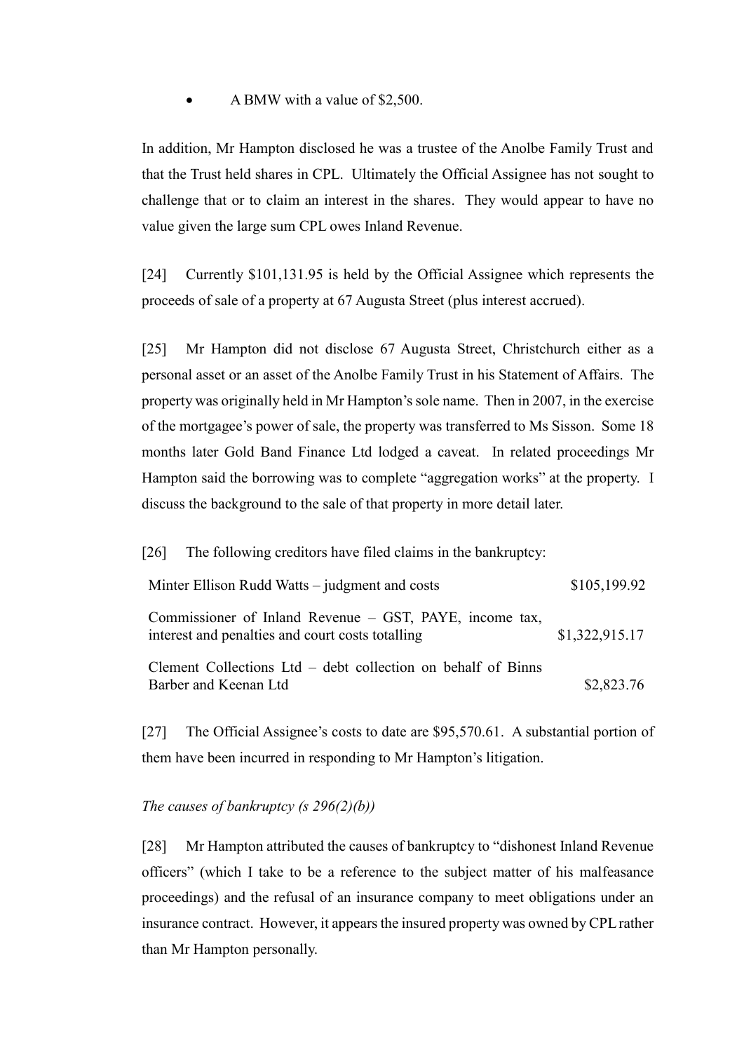- A BMW with a value of $2,500.

In addition, Mr Hampton disclosed he was a trustee of the Anolbe Family Trust and that the Trust held shares in CPL. Ultimately the Official Assignee has not sought to challenge that or to claim an interest in the shares. They would appear to have no value given the large sum CPL owes Inland Revenue.

[24] Currently $101,131.95 is held by the Official Assignee which represents the proceeds of sale of a property at 67 Augusta Street (plus interest accrued).

[25] Mr Hampton did not disclose 67 Augusta Street, Christchurch either as a personal asset or an asset of the Anolbe Family Trust in his Statement of Affairs. The property was originally held in Mr Hampton's sole name. Then in 2007, in the exercise of the mortgagee's power of sale, the property was transferred to Ms Sisson. Some 18 months later Gold Band Finance Ltd lodged a caveat. In related proceedings Mr Hampton said the borrowing was to complete "aggregation works" at the property. I discuss the background to the sale of that property in more detail later.

[26] The following creditors have filed claims in the bankruptcy:

| | |
|---|---|
| Minter Ellison Rudd Watts – judgment and costs | $105,199.92 |
| Commissioner of Inland Revenue – GST, PAYE, income tax, interest and penalties and court costs totalling | $1,322,915.17 |
| Clement Collections Ltd – debt collection on behalf of Binns Barber and Keenan Ltd | $2,823.76 |

[27] The Official Assignee's costs to date are $95,570.61. A substantial portion of them have been incurred in responding to Mr Hampton's litigation.

*The causes of bankruptcy (s 296(2)(b))*

[28] Mr Hampton attributed the causes of bankruptcy to "dishonest Inland Revenue officers" (which I take to be a reference to the subject matter of his malfeasance proceedings) and the refusal of an insurance company to meet obligations under an insurance contract. However, it appears the insured property was owned by CPL rather than Mr Hampton personally.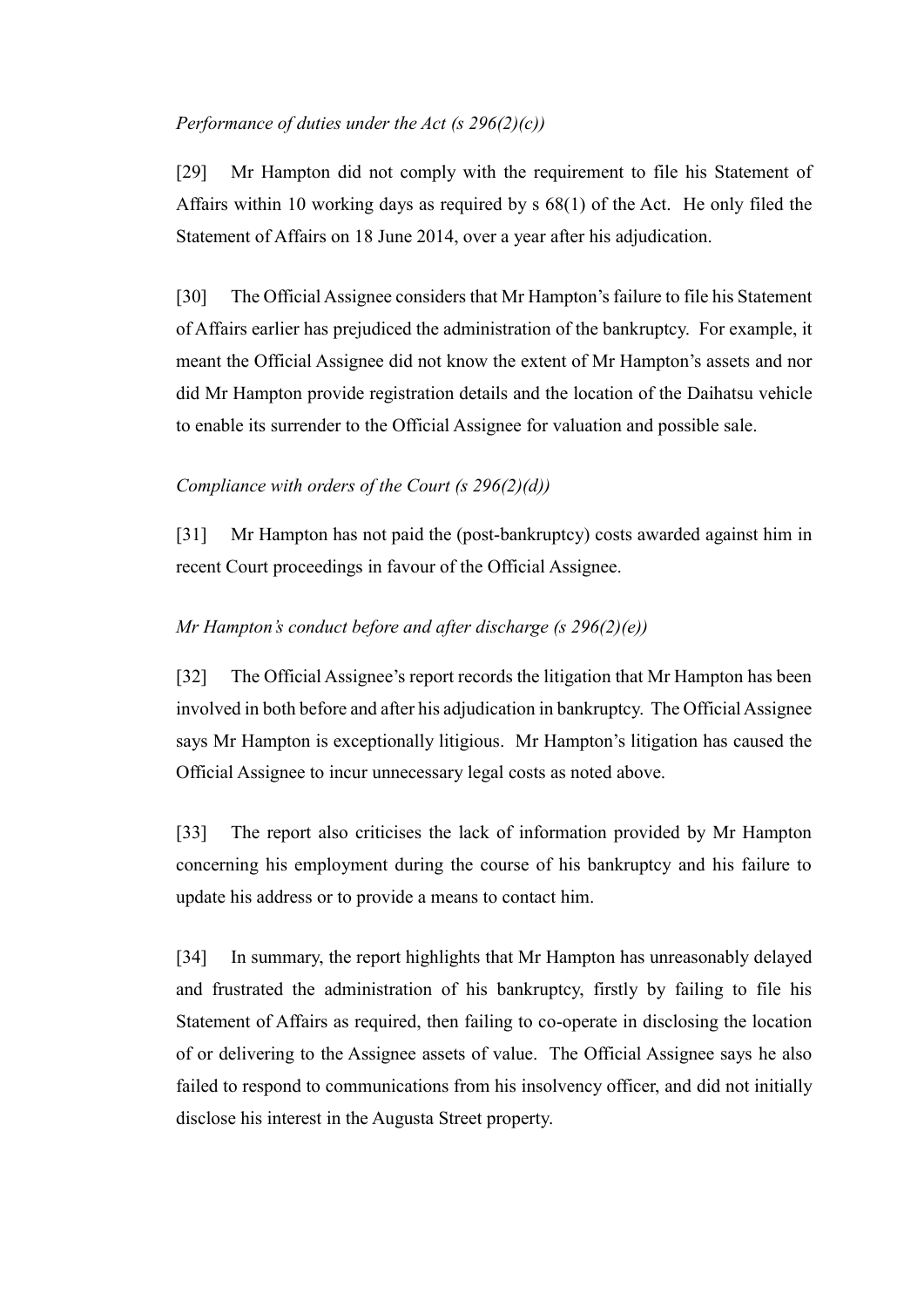*Performance of duties under the Act (s 296(2)(c))*

[29] Mr Hampton did not comply with the requirement to file his Statement of Affairs within 10 working days as required by s 68(1) of the Act. He only filed the Statement of Affairs on 18 June 2014, over a year after his adjudication.

[30] The Official Assignee considers that Mr Hampton's failure to file his Statement of Affairs earlier has prejudiced the administration of the bankruptcy. For example, it meant the Official Assignee did not know the extent of Mr Hampton's assets and nor did Mr Hampton provide registration details and the location of the Daihatsu vehicle to enable its surrender to the Official Assignee for valuation and possible sale.

*Compliance with orders of the Court (s 296(2)(d))*

[31] Mr Hampton has not paid the (post-bankruptcy) costs awarded against him in recent Court proceedings in favour of the Official Assignee.

*Mr Hampton's conduct before and after discharge (s 296(2)(e))*

[32] The Official Assignee's report records the litigation that Mr Hampton has been involved in both before and after his adjudication in bankruptcy. The Official Assignee says Mr Hampton is exceptionally litigious. Mr Hampton's litigation has caused the Official Assignee to incur unnecessary legal costs as noted above.

[33] The report also criticises the lack of information provided by Mr Hampton concerning his employment during the course of his bankruptcy and his failure to update his address or to provide a means to contact him.

[34] In summary, the report highlights that Mr Hampton has unreasonably delayed and frustrated the administration of his bankruptcy, firstly by failing to file his Statement of Affairs as required, then failing to co-operate in disclosing the location of or delivering to the Assignee assets of value. The Official Assignee says he also failed to respond to communications from his insolvency officer, and did not initially disclose his interest in the Augusta Street property.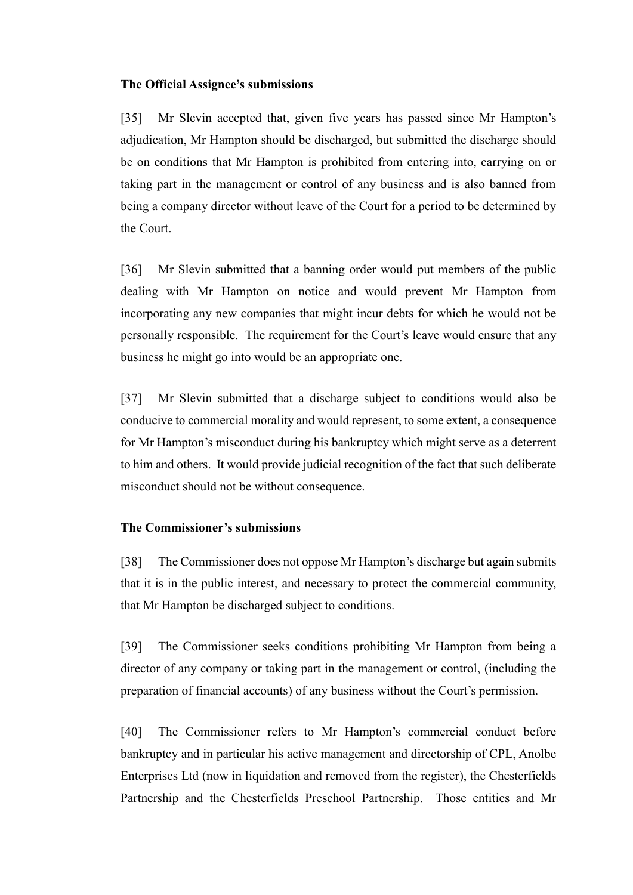**The Official Assignee's submissions**

[35] Mr Slevin accepted that, given five years has passed since Mr Hampton's adjudication, Mr Hampton should be discharged, but submitted the discharge should be on conditions that Mr Hampton is prohibited from entering into, carrying on or taking part in the management or control of any business and is also banned from being a company director without leave of the Court for a period to be determined by the Court.

[36] Mr Slevin submitted that a banning order would put members of the public dealing with Mr Hampton on notice and would prevent Mr Hampton from incorporating any new companies that might incur debts for which he would not be personally responsible. The requirement for the Court's leave would ensure that any business he might go into would be an appropriate one.

[37] Mr Slevin submitted that a discharge subject to conditions would also be conducive to commercial morality and would represent, to some extent, a consequence for Mr Hampton's misconduct during his bankruptcy which might serve as a deterrent to him and others. It would provide judicial recognition of the fact that such deliberate misconduct should not be without consequence.

**The Commissioner's submissions**

[38] The Commissioner does not oppose Mr Hampton's discharge but again submits that it is in the public interest, and necessary to protect the commercial community, that Mr Hampton be discharged subject to conditions.

[39] The Commissioner seeks conditions prohibiting Mr Hampton from being a director of any company or taking part in the management or control, (including the preparation of financial accounts) of any business without the Court's permission.

[40] The Commissioner refers to Mr Hampton's commercial conduct before bankruptcy and in particular his active management and directorship of CPL, Anolbe Enterprises Ltd (now in liquidation and removed from the register), the Chesterfields Partnership and the Chesterfields Preschool Partnership. Those entities and Mr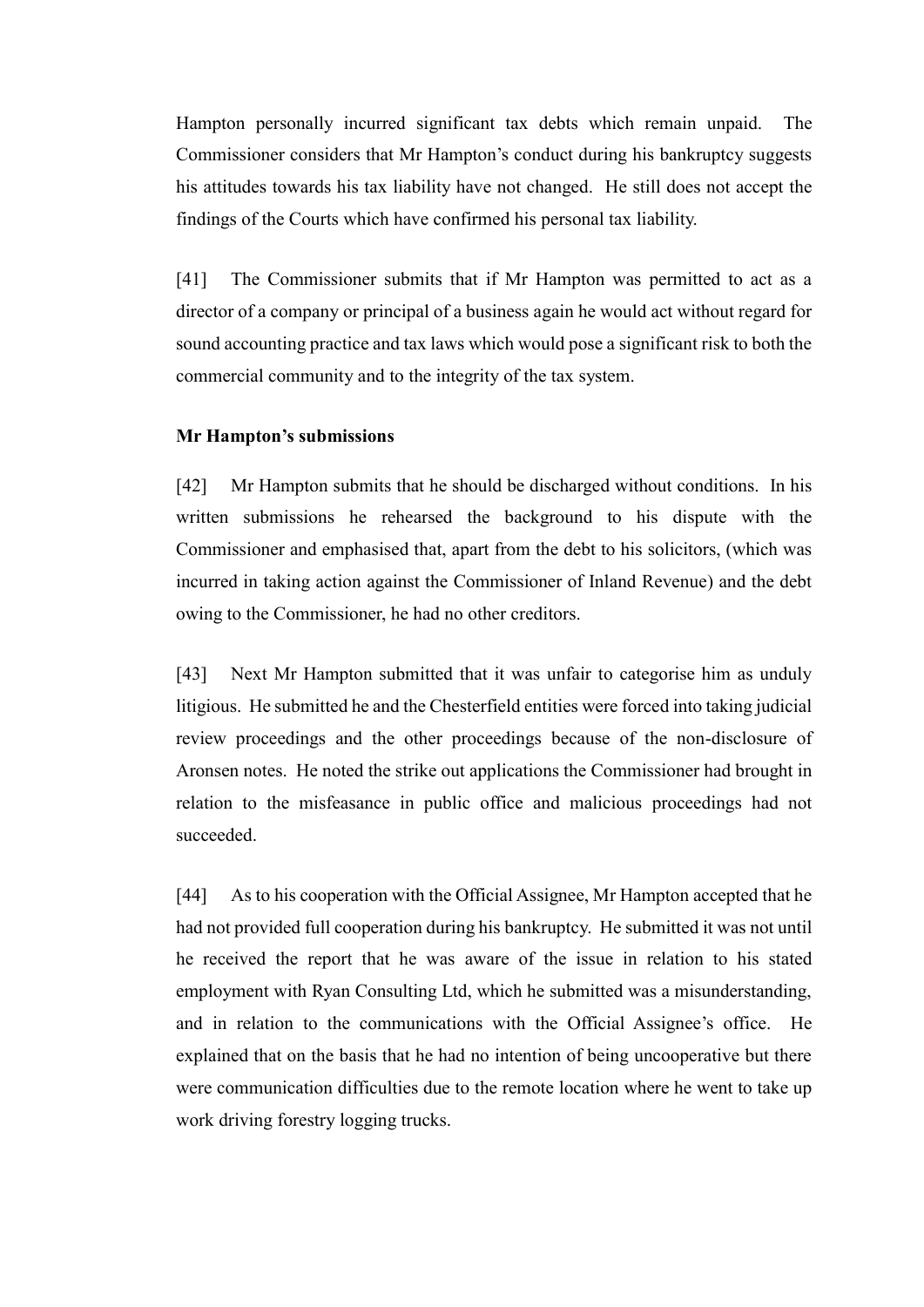Hampton personally incurred significant tax debts which remain unpaid. The Commissioner considers that Mr Hampton's conduct during his bankruptcy suggests his attitudes towards his tax liability have not changed. He still does not accept the findings of the Courts which have confirmed his personal tax liability.

[41] The Commissioner submits that if Mr Hampton was permitted to act as a director of a company or principal of a business again he would act without regard for sound accounting practice and tax laws which would pose a significant risk to both the commercial community and to the integrity of the tax system.

**Mr Hampton's submissions**

[42] Mr Hampton submits that he should be discharged without conditions. In his written submissions he rehearsed the background to his dispute with the Commissioner and emphasised that, apart from the debt to his solicitors, (which was incurred in taking action against the Commissioner of Inland Revenue) and the debt owing to the Commissioner, he had no other creditors.

[43] Next Mr Hampton submitted that it was unfair to categorise him as unduly litigious. He submitted he and the Chesterfield entities were forced into taking judicial review proceedings and the other proceedings because of the non-disclosure of Aronsen notes. He noted the strike out applications the Commissioner had brought in relation to the misfeasance in public office and malicious proceedings had not succeeded.

[44] As to his cooperation with the Official Assignee, Mr Hampton accepted that he had not provided full cooperation during his bankruptcy. He submitted it was not until he received the report that he was aware of the issue in relation to his stated employment with Ryan Consulting Ltd, which he submitted was a misunderstanding, and in relation to the communications with the Official Assignee's office. He explained that on the basis that he had no intention of being uncooperative but there were communication difficulties due to the remote location where he went to take up work driving forestry logging trucks.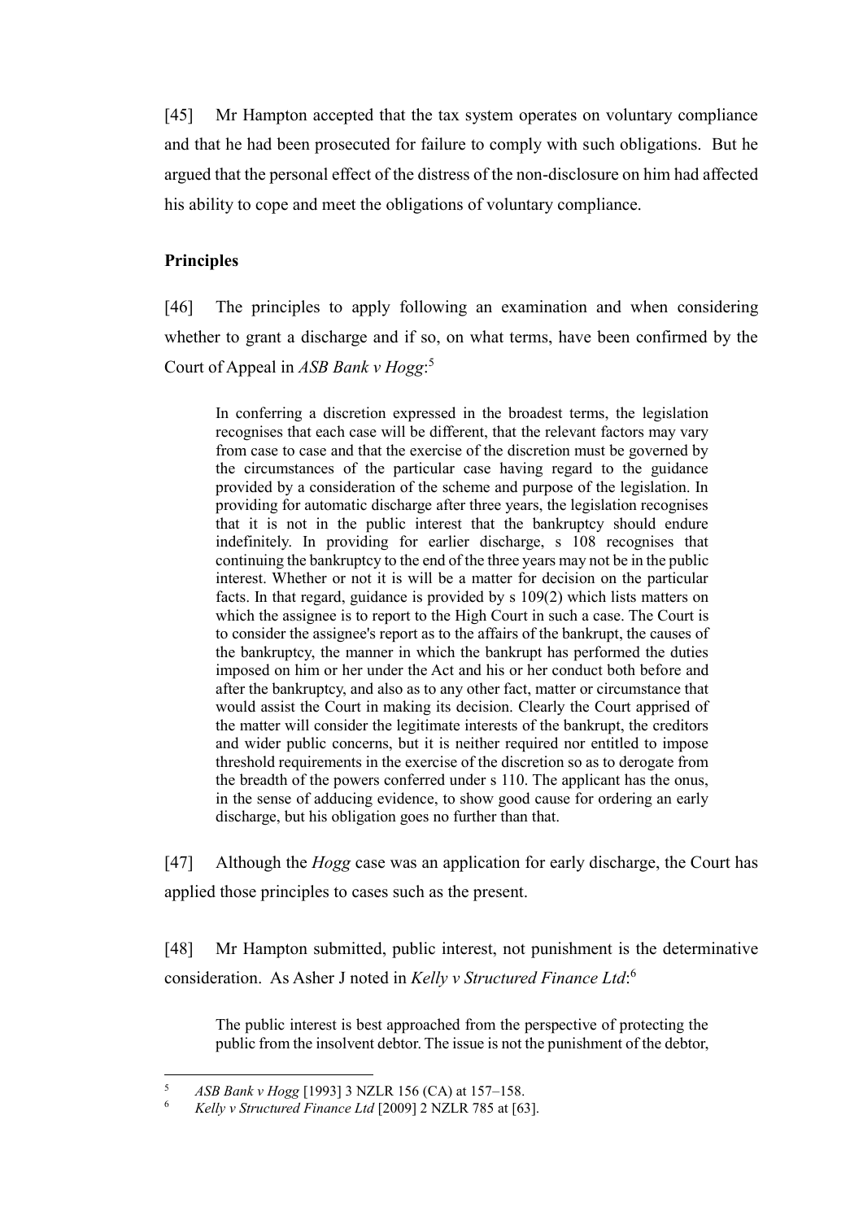[45] Mr Hampton accepted that the tax system operates on voluntary compliance and that he had been prosecuted for failure to comply with such obligations. But he argued that the personal effect of the distress of the non-disclosure on him had affected his ability to cope and meet the obligations of voluntary compliance.

**Principles**

[46] The principles to apply following an examination and when considering whether to grant a discharge and if so, on what terms, have been confirmed by the Court of Appeal in *ASB Bank v Hogg*:[5]

> In conferring a discretion expressed in the broadest terms, the legislation recognises that each case will be different, that the relevant factors may vary from case to case and that the exercise of the discretion must be governed by the circumstances of the particular case having regard to the guidance provided by a consideration of the scheme and purpose of the legislation. In providing for automatic discharge after three years, the legislation recognises that it is not in the public interest that the bankruptcy should endure indefinitely. In providing for earlier discharge, s 108 recognises that continuing the bankruptcy to the end of the three years may not be in the public interest. Whether or not it is will be a matter for decision on the particular facts. In that regard, guidance is provided by s 109(2) which lists matters on which the assignee is to report to the High Court in such a case. The Court is to consider the assignee's report as to the affairs of the bankrupt, the causes of the bankruptcy, the manner in which the bankrupt has performed the duties imposed on him or her under the Act and his or her conduct both before and after the bankruptcy, and also as to any other fact, matter or circumstance that would assist the Court in making its decision. Clearly the Court apprised of the matter will consider the legitimate interests of the bankrupt, the creditors and wider public concerns, but it is neither required nor entitled to impose threshold requirements in the exercise of the discretion so as to derogate from the breadth of the powers conferred under s 110. The applicant has the onus, in the sense of adducing evidence, to show good cause for ordering an early discharge, but his obligation goes no further than that.

[47] Although the *Hogg* case was an application for early discharge, the Court has applied those principles to cases such as the present.

[48] Mr Hampton submitted, public interest, not punishment is the determinative consideration. As Asher J noted in *Kelly v Structured Finance Ltd*:[6]

> The public interest is best approached from the perspective of protecting the public from the insolvent debtor. The issue is not the punishment of the debtor,

---

[5] *ASB Bank v Hogg* [1993] 3 NZLR 156 (CA) at 157–158.

[6] *Kelly v Structured Finance Ltd* [2009] 2 NZLR 785 at [63].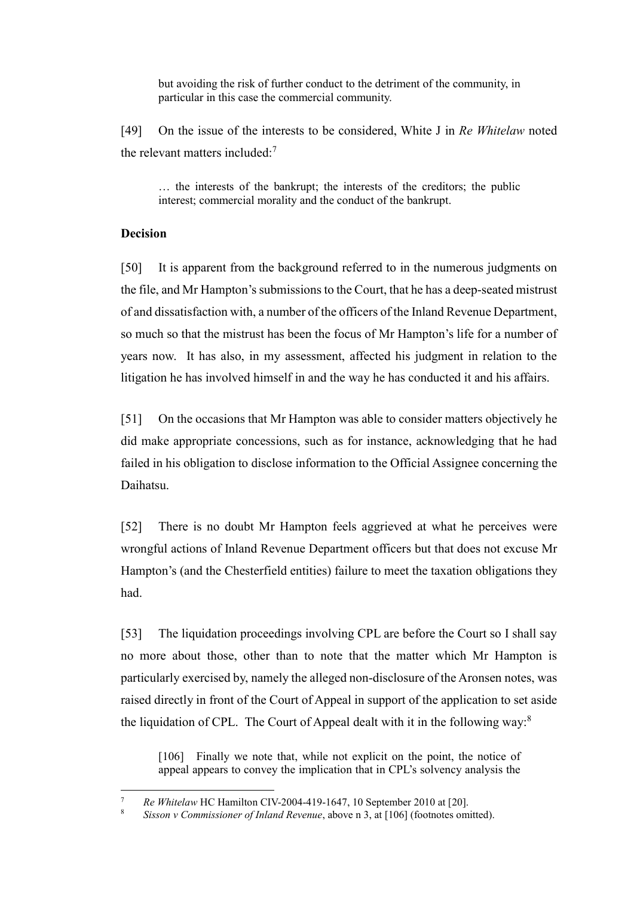> but avoiding the risk of further conduct to the detriment of the community, in particular in this case the commercial community.

[49] On the issue of the interests to be considered, White J in *Re Whitelaw* noted the relevant matters included:[7]

> … the interests of the bankrupt; the interests of the creditors; the public interest; commercial morality and the conduct of the bankrupt.

**Decision**

[50] It is apparent from the background referred to in the numerous judgments on the file, and Mr Hampton's submissions to the Court, that he has a deep-seated mistrust of and dissatisfaction with, a number of the officers of the Inland Revenue Department, so much so that the mistrust has been the focus of Mr Hampton's life for a number of years now. It has also, in my assessment, affected his judgment in relation to the litigation he has involved himself in and the way he has conducted it and his affairs.

[51] On the occasions that Mr Hampton was able to consider matters objectively he did make appropriate concessions, such as for instance, acknowledging that he had failed in his obligation to disclose information to the Official Assignee concerning the Daihatsu.

[52] There is no doubt Mr Hampton feels aggrieved at what he perceives were wrongful actions of Inland Revenue Department officers but that does not excuse Mr Hampton's (and the Chesterfield entities) failure to meet the taxation obligations they had.

[53] The liquidation proceedings involving CPL are before the Court so I shall say no more about those, other than to note that the matter which Mr Hampton is particularly exercised by, namely the alleged non-disclosure of the Aronsen notes, was raised directly in front of the Court of Appeal in support of the application to set aside the liquidation of CPL. The Court of Appeal dealt with it in the following way:[8]

> [106] Finally we note that, while not explicit on the point, the notice of appeal appears to convey the implication that in CPL's solvency analysis the

---

[7] *Re Whitelaw* HC Hamilton CIV-2004-419-1647, 10 September 2010 at [20].

[8] *Sisson v Commissioner of Inland Revenue*, above n 3, at [106] (footnotes omitted).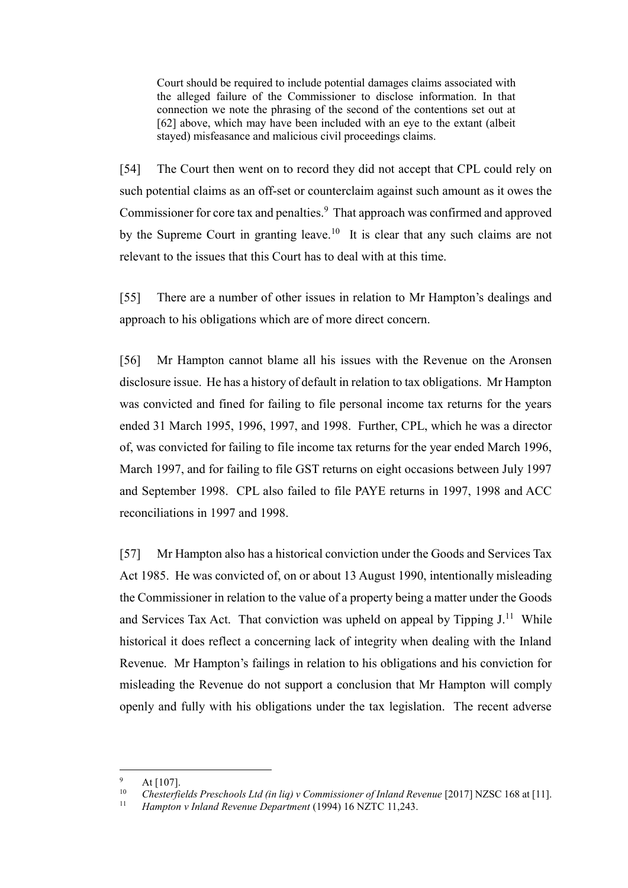> Court should be required to include potential damages claims associated with the alleged failure of the Commissioner to disclose information. In that connection we note the phrasing of the second of the contentions set out at [62] above, which may have been included with an eye to the extant (albeit stayed) misfeasance and malicious civil proceedings claims.

[54] The Court then went on to record they did not accept that CPL could rely on such potential claims as an off-set or counterclaim against such amount as it owes the Commissioner for core tax and penalties.[9] That approach was confirmed and approved by the Supreme Court in granting leave.[10] It is clear that any such claims are not relevant to the issues that this Court has to deal with at this time.

[55] There are a number of other issues in relation to Mr Hampton's dealings and approach to his obligations which are of more direct concern.

[56] Mr Hampton cannot blame all his issues with the Revenue on the Aronsen disclosure issue. He has a history of default in relation to tax obligations. Mr Hampton was convicted and fined for failing to file personal income tax returns for the years ended 31 March 1995, 1996, 1997, and 1998. Further, CPL, which he was a director of, was convicted for failing to file income tax returns for the year ended March 1996, March 1997, and for failing to file GST returns on eight occasions between July 1997 and September 1998. CPL also failed to file PAYE returns in 1997, 1998 and ACC reconciliations in 1997 and 1998.

[57] Mr Hampton also has a historical conviction under the Goods and Services Tax Act 1985. He was convicted of, on or about 13 August 1990, intentionally misleading the Commissioner in relation to the value of a property being a matter under the Goods and Services Tax Act. That conviction was upheld on appeal by Tipping J.[11] While historical it does reflect a concerning lack of integrity when dealing with the Inland Revenue. Mr Hampton's failings in relation to his obligations and his conviction for misleading the Revenue do not support a conclusion that Mr Hampton will comply openly and fully with his obligations under the tax legislation. The recent adverse

---

[9] At [107].

[10] *Chesterfields Preschools Ltd (in liq) v Commissioner of Inland Revenue* [2017] NZSC 168 at [11].

[11] *Hampton v Inland Revenue Department* (1994) 16 NZTC 11,243.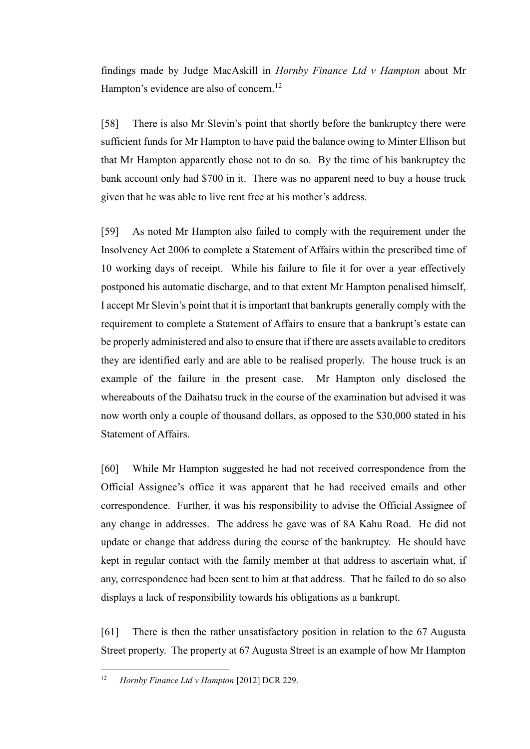findings made by Judge MacAskill in *Hornby Finance Ltd v Hampton* about Mr Hampton's evidence are also of concern.[12]

[58] There is also Mr Slevin's point that shortly before the bankruptcy there were sufficient funds for Mr Hampton to have paid the balance owing to Minter Ellison but that Mr Hampton apparently chose not to do so. By the time of his bankruptcy the bank account only had $700 in it. There was no apparent need to buy a house truck given that he was able to live rent free at his mother's address.

[59] As noted Mr Hampton also failed to comply with the requirement under the Insolvency Act 2006 to complete a Statement of Affairs within the prescribed time of 10 working days of receipt. While his failure to file it for over a year effectively postponed his automatic discharge, and to that extent Mr Hampton penalised himself, I accept Mr Slevin's point that it is important that bankrupts generally comply with the requirement to complete a Statement of Affairs to ensure that a bankrupt's estate can be properly administered and also to ensure that if there are assets available to creditors they are identified early and are able to be realised properly. The house truck is an example of the failure in the present case. Mr Hampton only disclosed the whereabouts of the Daihatsu truck in the course of the examination but advised it was now worth only a couple of thousand dollars, as opposed to the $30,000 stated in his Statement of Affairs.

[60] While Mr Hampton suggested he had not received correspondence from the Official Assignee's office it was apparent that he had received emails and other correspondence. Further, it was his responsibility to advise the Official Assignee of any change in addresses. The address he gave was of 8A Kahu Road. He did not update or change that address during the course of the bankruptcy. He should have kept in regular contact with the family member at that address to ascertain what, if any, correspondence had been sent to him at that address. That he failed to do so also displays a lack of responsibility towards his obligations as a bankrupt.

[61] There is then the rather unsatisfactory position in relation to the 67 Augusta Street property. The property at 67 Augusta Street is an example of how Mr Hampton

---

[12] *Hornby Finance Ltd v Hampton* [2012] DCR 229.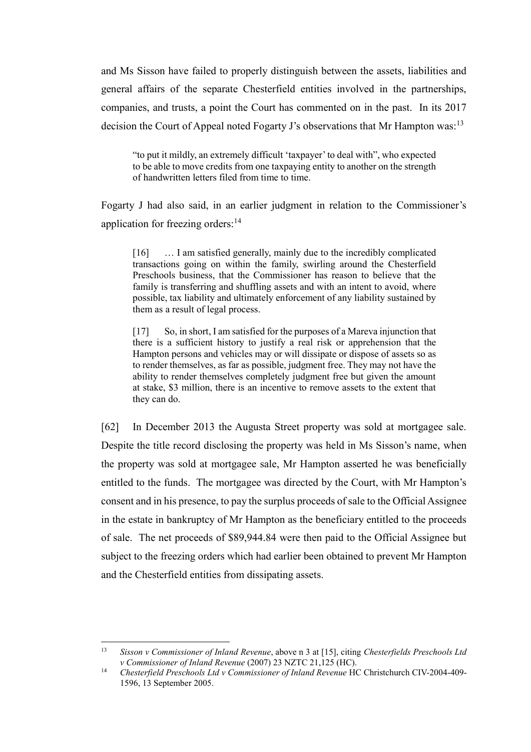and Ms Sisson have failed to properly distinguish between the assets, liabilities and general affairs of the separate Chesterfield entities involved in the partnerships, companies, and trusts, a point the Court has commented on in the past. In its 2017 decision the Court of Appeal noted Fogarty J's observations that Mr Hampton was:[13]

> "to put it mildly, an extremely difficult 'taxpayer' to deal with", who expected to be able to move credits from one taxpaying entity to another on the strength of handwritten letters filed from time to time.

Fogarty J had also said, in an earlier judgment in relation to the Commissioner's application for freezing orders:[14]

> [16] … I am satisfied generally, mainly due to the incredibly complicated transactions going on within the family, swirling around the Chesterfield Preschools business, that the Commissioner has reason to believe that the family is transferring and shuffling assets and with an intent to avoid, where possible, tax liability and ultimately enforcement of any liability sustained by them as a result of legal process.
>
> [17] So, in short, I am satisfied for the purposes of a Mareva injunction that there is a sufficient history to justify a real risk or apprehension that the Hampton persons and vehicles may or will dissipate or dispose of assets so as to render themselves, as far as possible, judgment free. They may not have the ability to render themselves completely judgment free but given the amount at stake, $3 million, there is an incentive to remove assets to the extent that they can do.

[62] In December 2013 the Augusta Street property was sold at mortgagee sale. Despite the title record disclosing the property was held in Ms Sisson's name, when the property was sold at mortgagee sale, Mr Hampton asserted he was beneficially entitled to the funds. The mortgagee was directed by the Court, with Mr Hampton's consent and in his presence, to pay the surplus proceeds of sale to the Official Assignee in the estate in bankruptcy of Mr Hampton as the beneficiary entitled to the proceeds of sale. The net proceeds of $89,944.84 were then paid to the Official Assignee but subject to the freezing orders which had earlier been obtained to prevent Mr Hampton and the Chesterfield entities from dissipating assets.

---

[13] *Sisson v Commissioner of Inland Revenue*, above n 3 at [15], citing *Chesterfields Preschools Ltd v Commissioner of Inland Revenue* (2007) 23 NZTC 21,125 (HC).

[14] *Chesterfield Preschools Ltd v Commissioner of Inland Revenue* HC Christchurch CIV-2004-409-1596, 13 September 2005.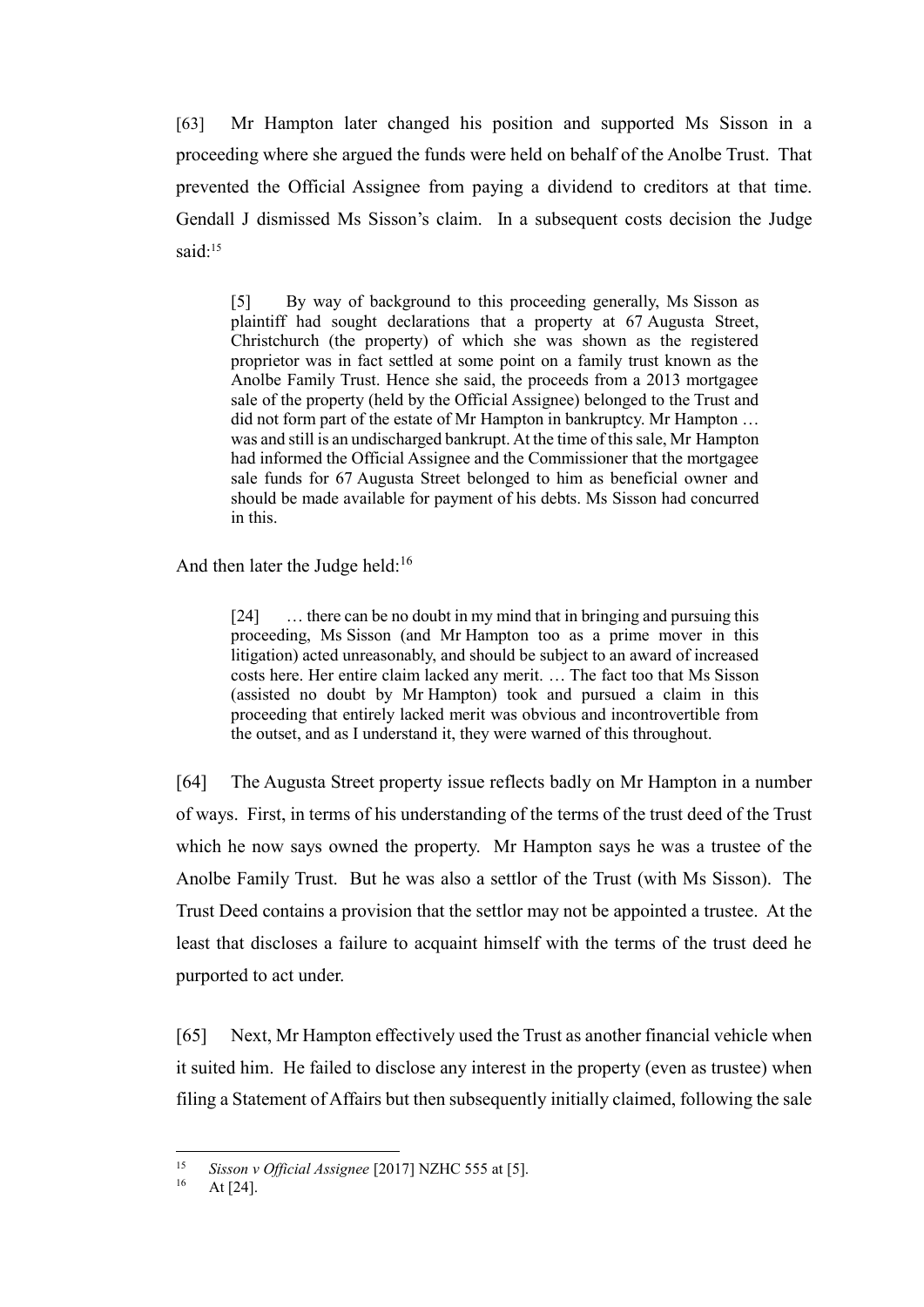[63] Mr Hampton later changed his position and supported Ms Sisson in a proceeding where she argued the funds were held on behalf of the Anolbe Trust. That prevented the Official Assignee from paying a dividend to creditors at that time. Gendall J dismissed Ms Sisson's claim. In a subsequent costs decision the Judge said:[15]

> [5] By way of background to this proceeding generally, Ms Sisson as plaintiff had sought declarations that a property at 67 Augusta Street, Christchurch (the property) of which she was shown as the registered proprietor was in fact settled at some point on a family trust known as the Anolbe Family Trust. Hence she said, the proceeds from a 2013 mortgagee sale of the property (held by the Official Assignee) belonged to the Trust and did not form part of the estate of Mr Hampton in bankruptcy. Mr Hampton … was and still is an undischarged bankrupt. At the time of this sale, Mr Hampton had informed the Official Assignee and the Commissioner that the mortgagee sale funds for 67 Augusta Street belonged to him as beneficial owner and should be made available for payment of his debts. Ms Sisson had concurred in this.

And then later the Judge held:[16]

> [24] … there can be no doubt in my mind that in bringing and pursuing this proceeding, Ms Sisson (and Mr Hampton too as a prime mover in this litigation) acted unreasonably, and should be subject to an award of increased costs here. Her entire claim lacked any merit. … The fact too that Ms Sisson (assisted no doubt by Mr Hampton) took and pursued a claim in this proceeding that entirely lacked merit was obvious and incontrovertible from the outset, and as I understand it, they were warned of this throughout.

[64] The Augusta Street property issue reflects badly on Mr Hampton in a number of ways. First, in terms of his understanding of the terms of the trust deed of the Trust which he now says owned the property. Mr Hampton says he was a trustee of the Anolbe Family Trust. But he was also a settlor of the Trust (with Ms Sisson). The Trust Deed contains a provision that the settlor may not be appointed a trustee. At the least that discloses a failure to acquaint himself with the terms of the trust deed he purported to act under.

[65] Next, Mr Hampton effectively used the Trust as another financial vehicle when it suited him. He failed to disclose any interest in the property (even as trustee) when filing a Statement of Affairs but then subsequently initially claimed, following the sale

---

[15] *Sisson v Official Assignee* [2017] NZHC 555 at [5].

[16] At [24].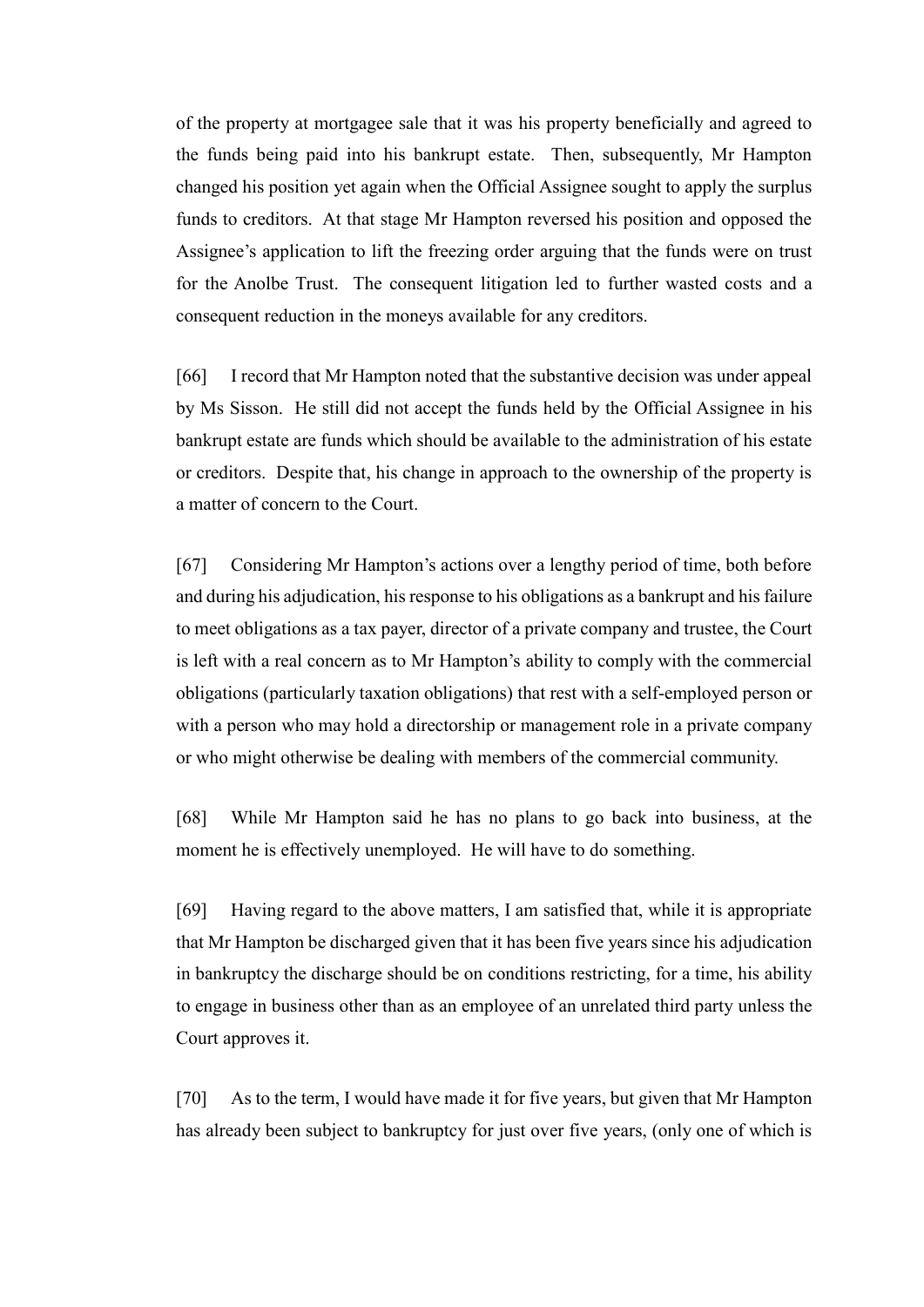of the property at mortgagee sale that it was his property beneficially and agreed to the funds being paid into his bankrupt estate. Then, subsequently, Mr Hampton changed his position yet again when the Official Assignee sought to apply the surplus funds to creditors. At that stage Mr Hampton reversed his position and opposed the Assignee's application to lift the freezing order arguing that the funds were on trust for the Anolbe Trust. The consequent litigation led to further wasted costs and a consequent reduction in the moneys available for any creditors.

[66] I record that Mr Hampton noted that the substantive decision was under appeal by Ms Sisson. He still did not accept the funds held by the Official Assignee in his bankrupt estate are funds which should be available to the administration of his estate or creditors. Despite that, his change in approach to the ownership of the property is a matter of concern to the Court.

[67] Considering Mr Hampton's actions over a lengthy period of time, both before and during his adjudication, his response to his obligations as a bankrupt and his failure to meet obligations as a tax payer, director of a private company and trustee, the Court is left with a real concern as to Mr Hampton's ability to comply with the commercial obligations (particularly taxation obligations) that rest with a self-employed person or with a person who may hold a directorship or management role in a private company or who might otherwise be dealing with members of the commercial community.

[68] While Mr Hampton said he has no plans to go back into business, at the moment he is effectively unemployed. He will have to do something.

[69] Having regard to the above matters, I am satisfied that, while it is appropriate that Mr Hampton be discharged given that it has been five years since his adjudication in bankruptcy the discharge should be on conditions restricting, for a time, his ability to engage in business other than as an employee of an unrelated third party unless the Court approves it.

[70] As to the term, I would have made it for five years, but given that Mr Hampton has already been subject to bankruptcy for just over five years, (only one of which is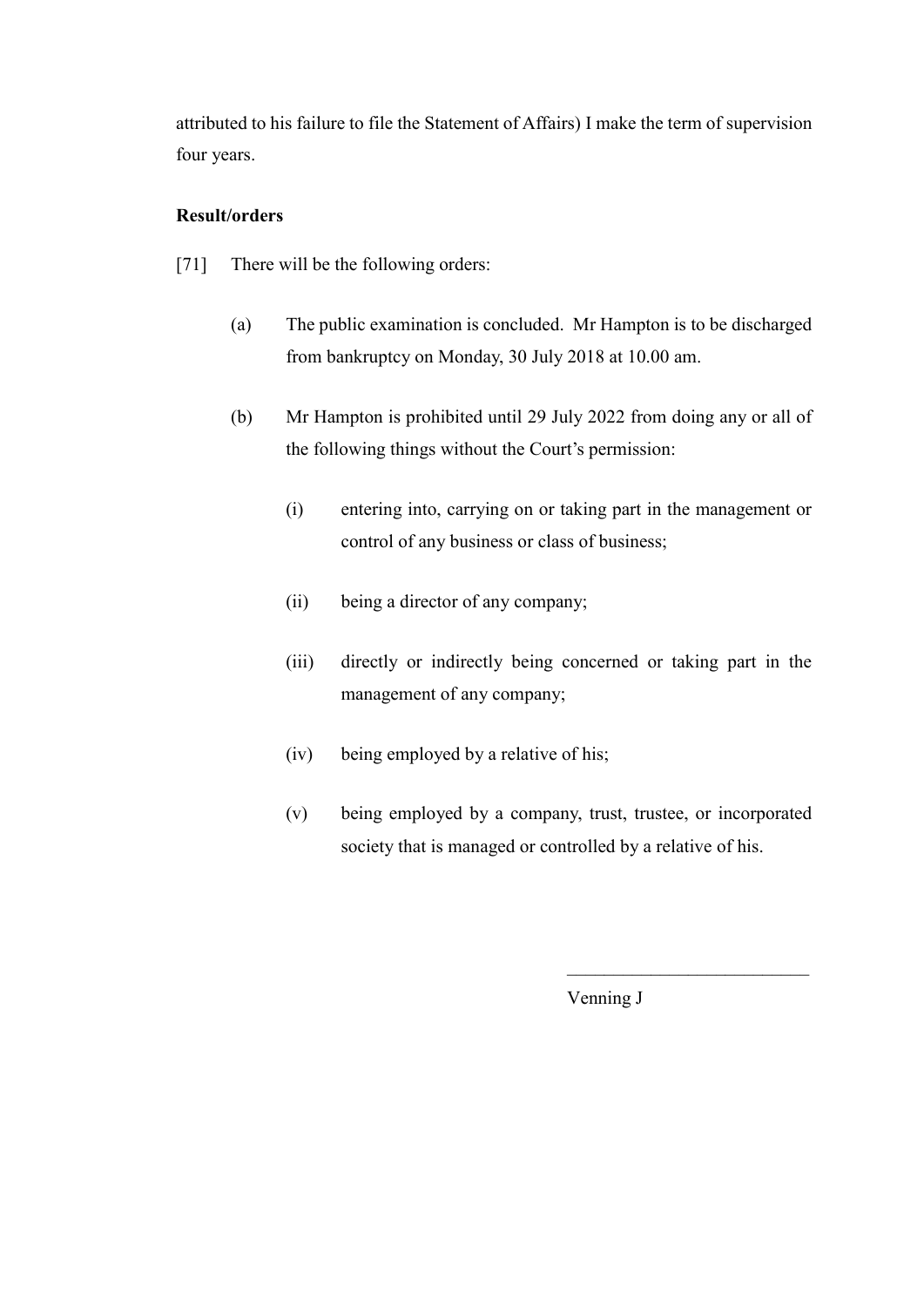attributed to his failure to file the Statement of Affairs) I make the term of supervision four years.

**Result/orders**

[71] There will be the following orders:

(a) The public examination is concluded. Mr Hampton is to be discharged from bankruptcy on Monday, 30 July 2018 at 10.00 am.

(b) Mr Hampton is prohibited until 29 July 2022 from doing any or all of the following things without the Court's permission:

  (i) entering into, carrying on or taking part in the management or control of any business or class of business;

  (ii) being a director of any company;

  (iii) directly or indirectly being concerned or taking part in the management of any company;

  (iv) being employed by a relative of his;

  (v) being employed by a company, trust, trustee, or incorporated society that is managed or controlled by a relative of his.

\_\_\_\_\_\_\_\_\_\_\_\_\_\_\_\_\_\_\_\_\_\_\_\_\_\_\_

Venning J